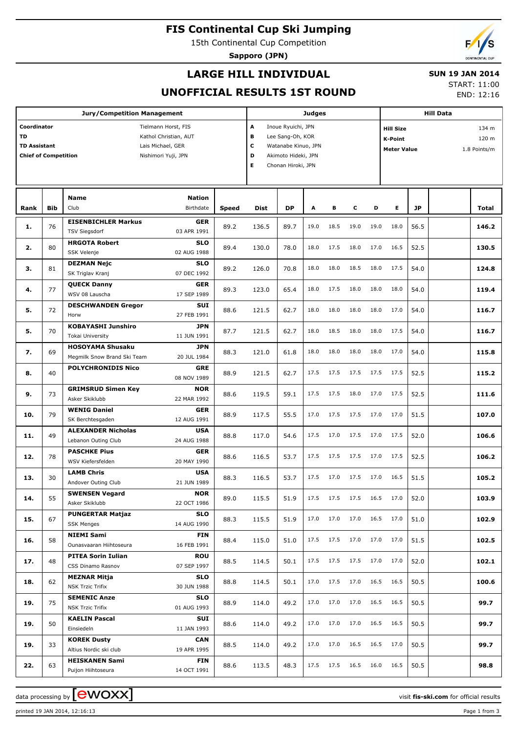# FIS Continental Cup Ski Jumping

15th Continental Cup Competition

**Sapporo (JPN)**

## LARGE HILL INDIVIDUAL

## UNOFFICIAL RESULTS 1ST ROUND

**SUN 19 JAN 2014**

START: 11:00
END: 12:16

| Jury/Competition Management | | Judges | | Hill Data | |
|---|---|---|---|---|---|
| Coordinator | Tielmann Horst, FIS | A | Inoue Ryuichi, JPN | Hill Size | 134 m |
| TD | Kathol Christian, AUT | B | Lee Sang-Oh, KOR | K-Point | 120 m |
| TD Assistant | Lais Michael, GER | C | Watanabe Kinuo, JPN | Meter Value | 1.8 Points/m |
| Chief of Competition | Nishimori Yuji, JPN | D | Akimoto Hideki, JPN | | |
| | | E | Chonan Hiroki, JPN | | |

| Rank | Bib | Name / Club | Nation / Birthdate | Speed | Dist | DP | A | B | C | D | E | JP | | Total |
|---|---|---|---|---|---|---|---|---|---|---|---|---|---|---|
| 1. | 76 | **EISENBICHLER Markus** TSV Siegsdorf | **GER** 03 APR 1991 | 89.2 | 136.5 | 89.7 | 19.0 | 18.5 | 19.0 | 19.0 | 18.0 | 56.5 | | **146.2** |
| 2. | 80 | **HRGOTA Robert** SSK Velenje | **SLO** 02 AUG 1988 | 89.4 | 130.0 | 78.0 | 18.0 | 17.5 | 18.0 | 17.0 | 16.5 | 52.5 | | **130.5** |
| 3. | 81 | **DEZMAN Nejc** SK Triglav Kranj | **SLO** 07 DEC 1992 | 89.2 | 126.0 | 70.8 | 18.0 | 18.0 | 18.5 | 18.0 | 17.5 | 54.0 | | **124.8** |
| 4. | 77 | **QUECK Danny** WSV 08 Lauscha | **GER** 17 SEP 1989 | 89.3 | 123.0 | 65.4 | 18.0 | 17.5 | 18.0 | 18.0 | 18.0 | 54.0 | | **119.4** |
| 5. | 72 | **DESCHWANDEN Gregor** Horw | **SUI** 27 FEB 1991 | 88.6 | 121.5 | 62.7 | 18.0 | 18.0 | 18.0 | 18.0 | 17.0 | 54.0 | | **116.7** |
| 5. | 70 | **KOBAYASHI Junshiro** Tokai University | **JPN** 11 JUN 1991 | 87.7 | 121.5 | 62.7 | 18.0 | 18.5 | 18.0 | 18.0 | 17.5 | 54.0 | | **116.7** |
| 7. | 69 | **HOSOYAMA Shusaku** Megmilk Snow Brand Ski Team | **JPN** 20 JUL 1984 | 88.3 | 121.0 | 61.8 | 18.0 | 18.0 | 18.0 | 18.0 | 17.0 | 54.0 | | **115.8** |
| 8. | 40 | **POLYCHRONIDIS Nico** | **GRE** 08 NOV 1989 | 88.9 | 121.5 | 62.7 | 17.5 | 17.5 | 17.5 | 17.5 | 17.5 | 52.5 | | **115.2** |
| 9. | 73 | **GRIMSRUD Simen Key** Asker Skiklubb | **NOR** 22 MAR 1992 | 88.6 | 119.5 | 59.1 | 17.5 | 17.5 | 18.0 | 17.0 | 17.5 | 52.5 | | **111.6** |
| 10. | 79 | **WENIG Daniel** SK Berchtesgaden | **GER** 12 AUG 1991 | 88.9 | 117.5 | 55.5 | 17.0 | 17.5 | 17.5 | 17.0 | 17.0 | 51.5 | | **107.0** |
| 11. | 49 | **ALEXANDER Nicholas** Lebanon Outing Club | **USA** 24 AUG 1988 | 88.8 | 117.0 | 54.6 | 17.5 | 17.0 | 17.5 | 17.0 | 17.5 | 52.0 | | **106.6** |
| 12. | 78 | **PASCHKE Pius** WSV Kiefersfelden | **GER** 20 MAY 1990 | 88.6 | 116.5 | 53.7 | 17.5 | 17.5 | 17.5 | 17.0 | 17.5 | 52.5 | | **106.2** |
| 13. | 30 | **LAMB Chris** Andover Outing Club | **USA** 21 JUN 1989 | 88.3 | 116.5 | 53.7 | 17.5 | 17.0 | 17.5 | 17.0 | 16.5 | 51.5 | | **105.2** |
| 14. | 55 | **SWENSEN Vegard** Asker Skiklubb | **NOR** 22 OCT 1986 | 89.0 | 115.5 | 51.9 | 17.5 | 17.5 | 17.5 | 16.5 | 17.0 | 52.0 | | **103.9** |
| 15. | 67 | **PUNGERTAR Matjaz** SSK Menges | **SLO** 14 AUG 1990 | 88.3 | 115.5 | 51.9 | 17.0 | 17.0 | 17.0 | 16.5 | 17.0 | 51.0 | | **102.9** |
| 16. | 58 | **NIEMI Sami** Ounasvaaran Hiihtoseura | **FIN** 16 FEB 1991 | 88.4 | 115.0 | 51.0 | 17.5 | 17.5 | 17.0 | 17.0 | 17.0 | 51.5 | | **102.5** |
| 17. | 48 | **PITEA Sorin Iulian** CSS Dinamo Rasnov | **ROU** 07 SEP 1997 | 88.5 | 114.5 | 50.1 | 17.5 | 17.5 | 17.5 | 17.0 | 17.0 | 52.0 | | **102.1** |
| 18. | 62 | **MEZNAR Mitja** NSK Trzic Trifix | **SLO** 30 JUN 1988 | 88.8 | 114.5 | 50.1 | 17.0 | 17.5 | 17.0 | 16.5 | 16.5 | 50.5 | | **100.6** |
| 19. | 75 | **SEMENIC Anze** NSK Trzic Trifix | **SLO** 01 AUG 1993 | 88.9 | 114.0 | 49.2 | 17.0 | 17.0 | 17.0 | 16.5 | 16.5 | 50.5 | | **99.7** |
| 19. | 50 | **KAELIN Pascal** Einsiedeln | **SUI** 11 JAN 1993 | 88.6 | 114.0 | 49.2 | 17.0 | 17.0 | 17.0 | 16.5 | 16.5 | 50.5 | | **99.7** |
| 19. | 33 | **KOREK Dusty** Altius Nordic ski club | **CAN** 19 APR 1995 | 88.5 | 114.0 | 49.2 | 17.0 | 17.0 | 16.5 | 16.5 | 17.0 | 50.5 | | **99.7** |
| 22. | 63 | **HEISKANEN Sami** Puijon Hiihtoseura | **FIN** 14 OCT 1991 | 88.6 | 113.5 | 48.3 | 17.5 | 17.5 | 16.5 | 16.0 | 16.5 | 50.5 | | **98.8** |

data processing by [ewoxx] visit **fis-ski.com** for official results

printed 19 JAN 2014, 12:16:13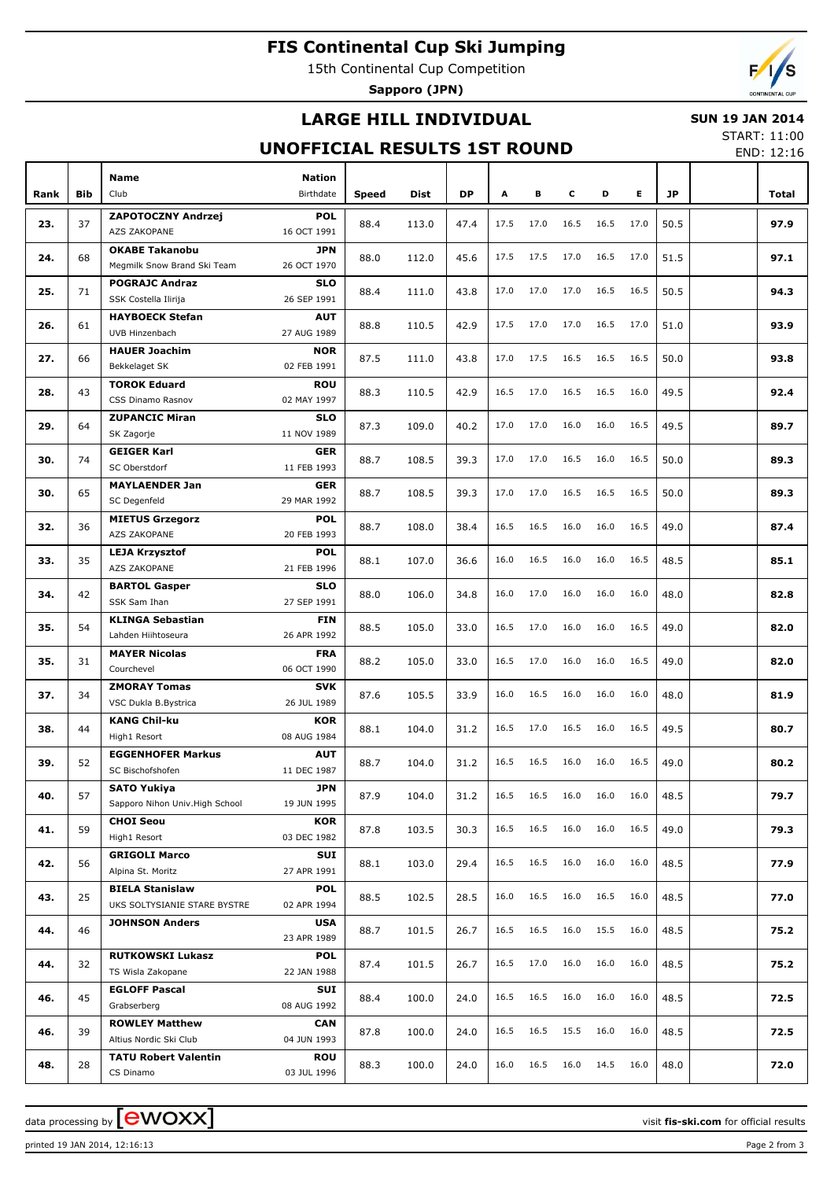# FIS Continental Cup Ski Jumping

15th Continental Cup Competition

**Sapporo (JPN)**

## LARGE HILL INDIVIDUAL

**SUN 19 JAN 2014**

START: 11:00

END: 12:16

## UNOFFICIAL RESULTS 1ST ROUND

| Rank | Bib | Name / Club | Nation / Birthdate | Speed | Dist | DP | A | B | C | D | E | JP | | Total |
|---|---|---|---|---|---|---|---|---|---|---|---|---|---|---|
| 23. | 37 | **ZAPOTOCZNY Andrzej** AZS ZAKOPANE | **POL** 16 OCT 1991 | 88.4 | 113.0 | 47.4 | 17.5 | 17.0 | 16.5 | 16.5 | 17.0 | 50.5 | | **97.9** |
| 24. | 68 | **OKABE Takanobu** Megmilk Snow Brand Ski Team | **JPN** 26 OCT 1970 | 88.0 | 112.0 | 45.6 | 17.5 | 17.5 | 17.0 | 16.5 | 17.0 | 51.5 | | **97.1** |
| 25. | 71 | **POGRAJC Andraz** SSK Costella Ilirija | **SLO** 26 SEP 1991 | 88.4 | 111.0 | 43.8 | 17.0 | 17.0 | 17.0 | 16.5 | 16.5 | 50.5 | | **94.3** |
| 26. | 61 | **HAYBOECK Stefan** UVB Hinzenbach | **AUT** 27 AUG 1989 | 88.8 | 110.5 | 42.9 | 17.5 | 17.0 | 17.0 | 16.5 | 17.0 | 51.0 | | **93.9** |
| 27. | 66 | **HAUER Joachim** Bekkelaget SK | **NOR** 02 FEB 1991 | 87.5 | 111.0 | 43.8 | 17.0 | 17.5 | 16.5 | 16.5 | 16.5 | 50.0 | | **93.8** |
| 28. | 43 | **TOROK Eduard** CSS Dinamo Rasnov | **ROU** 02 MAY 1997 | 88.3 | 110.5 | 42.9 | 16.5 | 17.0 | 16.5 | 16.5 | 16.0 | 49.5 | | **92.4** |
| 29. | 64 | **ZUPANCIC Miran** SK Zagorje | **SLO** 11 NOV 1989 | 87.3 | 109.0 | 40.2 | 17.0 | 17.0 | 16.0 | 16.0 | 16.5 | 49.5 | | **89.7** |
| 30. | 74 | **GEIGER Karl** SC Oberstdorf | **GER** 11 FEB 1993 | 88.7 | 108.5 | 39.3 | 17.0 | 17.0 | 16.5 | 16.0 | 16.5 | 50.0 | | **89.3** |
| 30. | 65 | **MAYLAENDER Jan** SC Degenfeld | **GER** 29 MAR 1992 | 88.7 | 108.5 | 39.3 | 17.0 | 17.0 | 16.5 | 16.5 | 16.5 | 50.0 | | **89.3** |
| 32. | 36 | **MIETUS Grzegorz** AZS ZAKOPANE | **POL** 20 FEB 1993 | 88.7 | 108.0 | 38.4 | 16.5 | 16.5 | 16.0 | 16.0 | 16.5 | 49.0 | | **87.4** |
| 33. | 35 | **LEJA Krzysztof** AZS ZAKOPANE | **POL** 21 FEB 1996 | 88.1 | 107.0 | 36.6 | 16.0 | 16.5 | 16.0 | 16.0 | 16.5 | 48.5 | | **85.1** |
| 34. | 42 | **BARTOL Gasper** SSK Sam Ihan | **SLO** 27 SEP 1991 | 88.0 | 106.0 | 34.8 | 16.0 | 17.0 | 16.0 | 16.0 | 16.0 | 48.0 | | **82.8** |
| 35. | 54 | **KLINGA Sebastian** Lahden Hiihtoseura | **FIN** 26 APR 1992 | 88.5 | 105.0 | 33.0 | 16.5 | 17.0 | 16.0 | 16.0 | 16.5 | 49.0 | | **82.0** |
| 35. | 31 | **MAYER Nicolas** Courchevel | **FRA** 06 OCT 1990 | 88.2 | 105.0 | 33.0 | 16.5 | 17.0 | 16.0 | 16.0 | 16.5 | 49.0 | | **82.0** |
| 37. | 34 | **ZMORAY Tomas** VSC Dukla B.Bystrica | **SVK** 26 JUL 1989 | 87.6 | 105.5 | 33.9 | 16.0 | 16.5 | 16.0 | 16.0 | 16.0 | 48.0 | | **81.9** |
| 38. | 44 | **KANG Chil-ku** High1 Resort | **KOR** 08 AUG 1984 | 88.1 | 104.0 | 31.2 | 16.5 | 17.0 | 16.5 | 16.0 | 16.5 | 49.5 | | **80.7** |
| 39. | 52 | **EGGENHOFER Markus** SC Bischofshofen | **AUT** 11 DEC 1987 | 88.7 | 104.0 | 31.2 | 16.5 | 16.5 | 16.0 | 16.0 | 16.5 | 49.0 | | **80.2** |
| 40. | 57 | **SATO Yukiya** Sapporo Nihon Univ.High School | **JPN** 19 JUN 1995 | 87.9 | 104.0 | 31.2 | 16.5 | 16.5 | 16.0 | 16.0 | 16.0 | 48.5 | | **79.7** |
| 41. | 59 | **CHOI Seou** High1 Resort | **KOR** 03 DEC 1982 | 87.8 | 103.5 | 30.3 | 16.5 | 16.5 | 16.0 | 16.0 | 16.5 | 49.0 | | **79.3** |
| 42. | 56 | **GRIGOLI Marco** Alpina St. Moritz | **SUI** 27 APR 1991 | 88.1 | 103.0 | 29.4 | 16.5 | 16.5 | 16.0 | 16.0 | 16.0 | 48.5 | | **77.9** |
| 43. | 25 | **BIELA Stanislaw** UKS SOLTYSIANIE STARE BYSTRE | **POL** 02 APR 1994 | 88.5 | 102.5 | 28.5 | 16.0 | 16.5 | 16.0 | 16.5 | 16.0 | 48.5 | | **77.0** |
| 44. | 46 | **JOHNSON Anders** | **USA** 23 APR 1989 | 88.7 | 101.5 | 26.7 | 16.5 | 16.5 | 16.0 | 15.5 | 16.0 | 48.5 | | **75.2** |
| 44. | 32 | **RUTKOWSKI Lukasz** TS Wisla Zakopane | **POL** 22 JAN 1988 | 87.4 | 101.5 | 26.7 | 16.5 | 17.0 | 16.0 | 16.0 | 16.0 | 48.5 | | **75.2** |
| 46. | 45 | **EGLOFF Pascal** Grabserberg | **SUI** 08 AUG 1992 | 88.4 | 100.0 | 24.0 | 16.5 | 16.5 | 16.0 | 16.0 | 16.0 | 48.5 | | **72.5** |
| 46. | 39 | **ROWLEY Matthew** Altius Nordic Ski Club | **CAN** 04 JUN 1993 | 87.8 | 100.0 | 24.0 | 16.5 | 16.5 | 15.5 | 16.0 | 16.0 | 48.5 | | **72.5** |
| 48. | 28 | **TATU Robert Valentin** CS Dinamo | **ROU** 03 JUL 1996 | 88.3 | 100.0 | 24.0 | 16.0 | 16.5 | 16.0 | 14.5 | 16.0 | 48.0 | | **72.0** |

data processing by ewoxx — visit **fis-ski.com** for official results

printed 19 JAN 2014, 12:16:13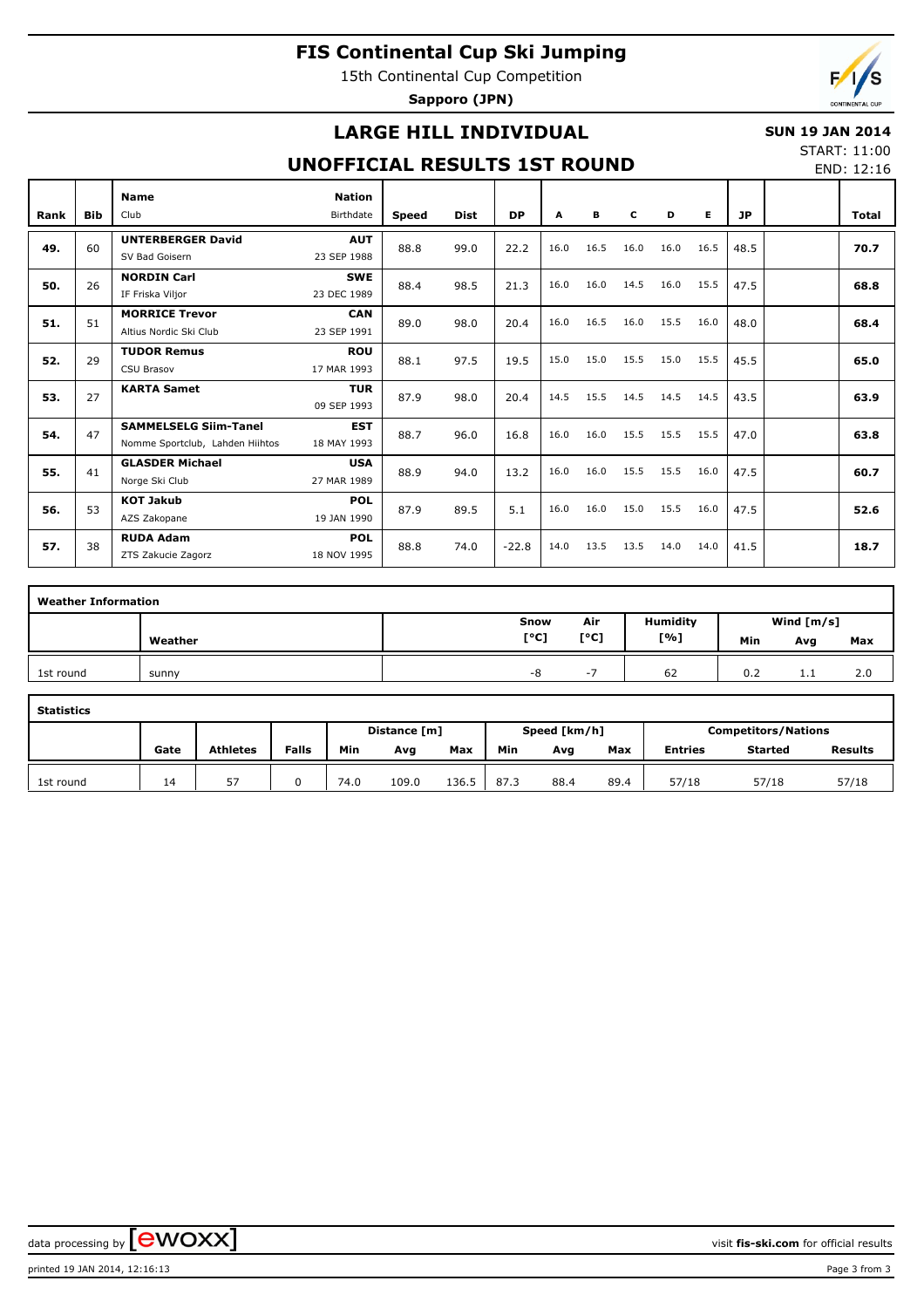# FIS Continental Cup Ski Jumping

15th Continental Cup Competition

**Sapporo (JPN)**

## LARGE HILL INDIVIDUAL

**SUN 19 JAN 2014**

START: 11:00

END: 12:16

## UNOFFICIAL RESULTS 1ST ROUND

| Rank | Bib | Name / Club | Nation / Birthdate | Speed | Dist | DP | A | B | C | D | E | JP | | Total |
|---|---|---|---|---|---|---|---|---|---|---|---|---|---|---|
| 49. | 60 | **UNTERBERGER David**<br>SV Bad Goisern | **AUT**<br>23 SEP 1988 | 88.8 | 99.0 | 22.2 | 16.0 | 16.5 | 16.0 | 16.0 | 16.5 | 48.5 | | **70.7** |
| 50. | 26 | **NORDIN Carl**<br>IF Friska Viljor | **SWE**<br>23 DEC 1989 | 88.4 | 98.5 | 21.3 | 16.0 | 16.0 | 14.5 | 16.0 | 15.5 | 47.5 | | **68.8** |
| 51. | 51 | **MORRICE Trevor**<br>Altius Nordic Ski Club | **CAN**<br>23 SEP 1991 | 89.0 | 98.0 | 20.4 | 16.0 | 16.5 | 16.0 | 15.5 | 16.0 | 48.0 | | **68.4** |
| 52. | 29 | **TUDOR Remus**<br>CSU Brasov | **ROU**<br>17 MAR 1993 | 88.1 | 97.5 | 19.5 | 15.0 | 15.0 | 15.5 | 15.0 | 15.5 | 45.5 | | **65.0** |
| 53. | 27 | **KARTA Samet** | **TUR**<br>09 SEP 1993 | 87.9 | 98.0 | 20.4 | 14.5 | 15.5 | 14.5 | 14.5 | 14.5 | 43.5 | | **63.9** |
| 54. | 47 | **SAMMELSELG Siim-Tanel**<br>Nomme Sportclub, Lahden Hiihtos | **EST**<br>18 MAY 1993 | 88.7 | 96.0 | 16.8 | 16.0 | 16.0 | 15.5 | 15.5 | 15.5 | 47.0 | | **63.8** |
| 55. | 41 | **GLASDER Michael**<br>Norge Ski Club | **USA**<br>27 MAR 1989 | 88.9 | 94.0 | 13.2 | 16.0 | 16.0 | 15.5 | 15.5 | 16.0 | 47.5 | | **60.7** |
| 56. | 53 | **KOT Jakub**<br>AZS Zakopane | **POL**<br>19 JAN 1990 | 87.9 | 89.5 | 5.1 | 16.0 | 16.0 | 15.0 | 15.5 | 16.0 | 47.5 | | **52.6** |
| 57. | 38 | **RUDA Adam**<br>ZTS Zakucie Zagorz | **POL**<br>18 NOV 1995 | 88.8 | 74.0 | -22.8 | 14.0 | 13.5 | 13.5 | 14.0 | 14.0 | 41.5 | | **18.7** |

**Weather Information**

| | Weather | Snow [°C] | Air [°C] | Humidity [%] | Wind [m/s] Min | Avg | Max |
|---|---|---|---|---|---|---|---|
| 1st round | sunny | -8 | -7 | 62 | 0.2 | 1.1 | 2.0 |

**Statistics**

| | Gate | Athletes | Falls | Distance [m] Min | Avg | Max | Speed [km/h] Min | Avg | Max | Competitors/Nations Entries | Started | Results |
|---|---|---|---|---|---|---|---|---|---|---|---|---|
| 1st round | 14 | 57 | 0 | 74.0 | 109.0 | 136.5 | 87.3 | 88.4 | 89.4 | 57/18 | 57/18 | 57/18 |

data processing by ewoxx — visit **fis-ski.com** for official results

printed 19 JAN 2014, 12:16:13